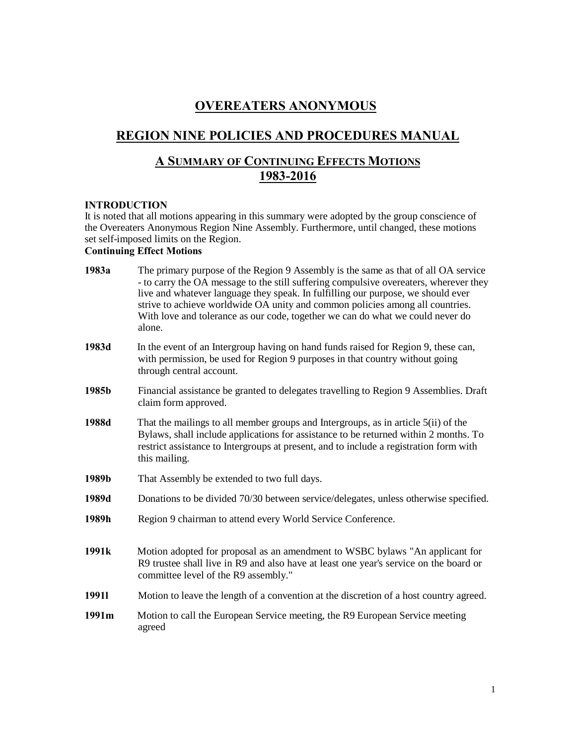# OVEREATERS ANONYMOUS

## REGION NINE POLICIES AND PROCEDURES MANUAL

### A SUMMARY OF CONTINUING EFFECTS MOTIONS 1983-2016

**INTRODUCTION**

It is noted that all motions appearing in this summary were adopted by the group conscience of the Overeaters Anonymous Region Nine Assembly. Furthermore, until changed, these motions set self-imposed limits on the Region.

**Continuing Effect Motions**

**1983a** The primary purpose of the Region 9 Assembly is the same as that of all OA service - to carry the OA message to the still suffering compulsive overeaters, wherever they live and whatever language they speak. In fulfilling our purpose, we should ever strive to achieve worldwide OA unity and common policies among all countries. With love and tolerance as our code, together we can do what we could never do alone.

**1983d** In the event of an Intergroup having on hand funds raised for Region 9, these can, with permission, be used for Region 9 purposes in that country without going through central account.

**1985b** Financial assistance be granted to delegates travelling to Region 9 Assemblies. Draft claim form approved.

**1988d** That the mailings to all member groups and Intergroups, as in article 5(ii) of the Bylaws, shall include applications for assistance to be returned within 2 months. To restrict assistance to Intergroups at present, and to include a registration form with this mailing.

**1989b** That Assembly be extended to two full days.

**1989d** Donations to be divided 70/30 between service/delegates, unless otherwise specified.

**1989h** Region 9 chairman to attend every World Service Conference.

**1991k** Motion adopted for proposal as an amendment to WSBC bylaws "An applicant for R9 trustee shall live in R9 and also have at least one year's service on the board or committee level of the R9 assembly."

**1991l** Motion to leave the length of a convention at the discretion of a host country agreed.

**1991m** Motion to call the European Service meeting, the R9 European Service meeting agreed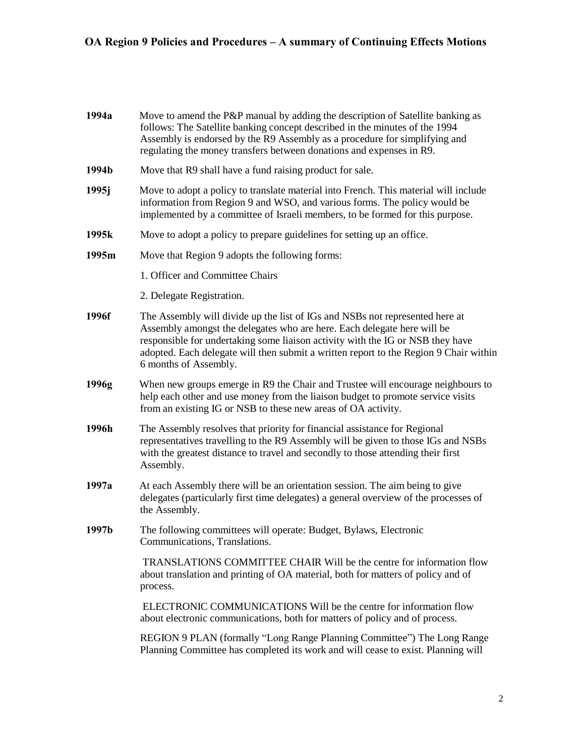**1994a** Move to amend the P&P manual by adding the description of Satellite banking as follows: The Satellite banking concept described in the minutes of the 1994 Assembly is endorsed by the R9 Assembly as a procedure for simplifying and regulating the money transfers between donations and expenses in R9.

**1994b** Move that R9 shall have a fund raising product for sale.

**1995j** Move to adopt a policy to translate material into French. This material will include information from Region 9 and WSO, and various forms. The policy would be implemented by a committee of Israeli members, to be formed for this purpose.

**1995k** Move to adopt a policy to prepare guidelines for setting up an office.

**1995m** Move that Region 9 adopts the following forms:

1. Officer and Committee Chairs
2. Delegate Registration.

**1996f** The Assembly will divide up the list of IGs and NSBs not represented here at Assembly amongst the delegates who are here. Each delegate here will be responsible for undertaking some liaison activity with the IG or NSB they have adopted. Each delegate will then submit a written report to the Region 9 Chair within 6 months of Assembly.

**1996g** When new groups emerge in R9 the Chair and Trustee will encourage neighbours to help each other and use money from the liaison budget to promote service visits from an existing IG or NSB to these new areas of OA activity.

**1996h** The Assembly resolves that priority for financial assistance for Regional representatives travelling to the R9 Assembly will be given to those IGs and NSBs with the greatest distance to travel and secondly to those attending their first Assembly.

**1997a** At each Assembly there will be an orientation session. The aim being to give delegates (particularly first time delegates) a general overview of the processes of the Assembly.

**1997b** The following committees will operate: Budget, Bylaws, Electronic Communications, Translations.

TRANSLATIONS COMMITTEE CHAIR Will be the centre for information flow about translation and printing of OA material, both for matters of policy and of process.

ELECTRONIC COMMUNICATIONS Will be the centre for information flow about electronic communications, both for matters of policy and of process.

REGION 9 PLAN (formally "Long Range Planning Committee") The Long Range Planning Committee has completed its work and will cease to exist. Planning will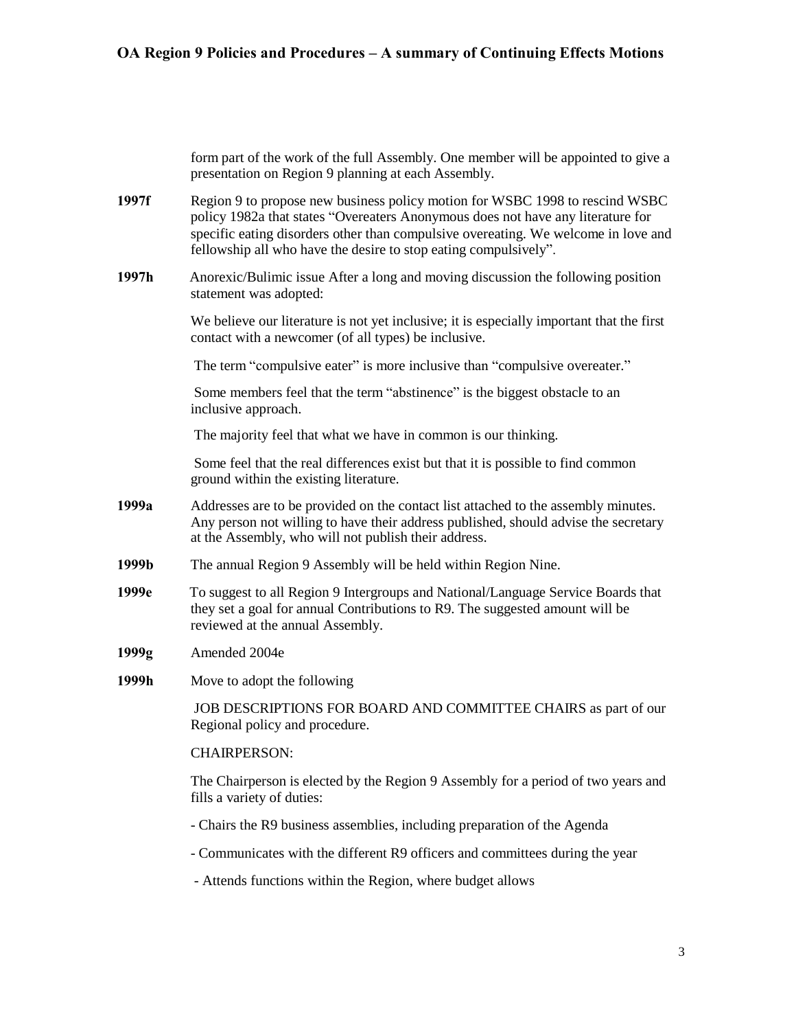form part of the work of the full Assembly. One member will be appointed to give a presentation on Region 9 planning at each Assembly.

**1997f** Region 9 to propose new business policy motion for WSBC 1998 to rescind WSBC policy 1982a that states "Overeaters Anonymous does not have any literature for specific eating disorders other than compulsive overeating. We welcome in love and fellowship all who have the desire to stop eating compulsively".

**1997h** Anorexic/Bulimic issue After a long and moving discussion the following position statement was adopted:

We believe our literature is not yet inclusive; it is especially important that the first contact with a newcomer (of all types) be inclusive.

The term "compulsive eater" is more inclusive than "compulsive overeater."

Some members feel that the term "abstinence" is the biggest obstacle to an inclusive approach.

The majority feel that what we have in common is our thinking.

Some feel that the real differences exist but that it is possible to find common ground within the existing literature.

**1999a** Addresses are to be provided on the contact list attached to the assembly minutes. Any person not willing to have their address published, should advise the secretary at the Assembly, who will not publish their address.

**1999b** The annual Region 9 Assembly will be held within Region Nine.

**1999e** To suggest to all Region 9 Intergroups and National/Language Service Boards that they set a goal for annual Contributions to R9. The suggested amount will be reviewed at the annual Assembly.

**1999g** Amended 2004e

**1999h** Move to adopt the following

JOB DESCRIPTIONS FOR BOARD AND COMMITTEE CHAIRS as part of our Regional policy and procedure.

CHAIRPERSON:

The Chairperson is elected by the Region 9 Assembly for a period of two years and fills a variety of duties:

- Chairs the R9 business assemblies, including preparation of the Agenda
- Communicates with the different R9 officers and committees during the year
- Attends functions within the Region, where budget allows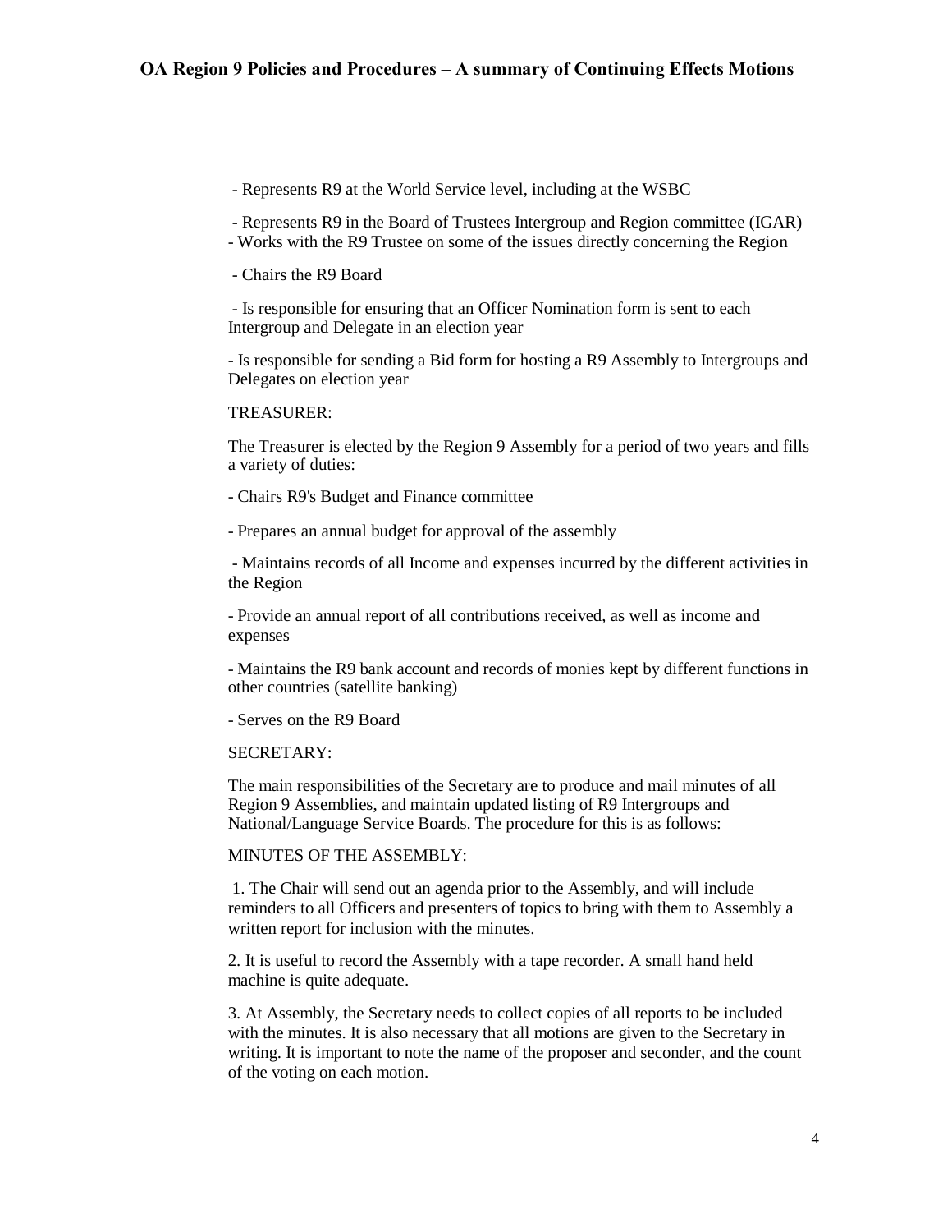- Represents R9 at the World Service level, including at the WSBC
- Represents R9 in the Board of Trustees Intergroup and Region committee (IGAR)
- Works with the R9 Trustee on some of the issues directly concerning the Region
- Chairs the R9 Board
- Is responsible for ensuring that an Officer Nomination form is sent to each Intergroup and Delegate in an election year
- Is responsible for sending a Bid form for hosting a R9 Assembly to Intergroups and Delegates on election year

TREASURER:

The Treasurer is elected by the Region 9 Assembly for a period of two years and fills a variety of duties:

- Chairs R9's Budget and Finance committee
- Prepares an annual budget for approval of the assembly
- Maintains records of all Income and expenses incurred by the different activities in the Region
- Provide an annual report of all contributions received, as well as income and expenses
- Maintains the R9 bank account and records of monies kept by different functions in other countries (satellite banking)
- Serves on the R9 Board

SECRETARY:

The main responsibilities of the Secretary are to produce and mail minutes of all Region 9 Assemblies, and maintain updated listing of R9 Intergroups and National/Language Service Boards. The procedure for this is as follows:

MINUTES OF THE ASSEMBLY:

1. The Chair will send out an agenda prior to the Assembly, and will include reminders to all Officers and presenters of topics to bring with them to Assembly a written report for inclusion with the minutes.

2. It is useful to record the Assembly with a tape recorder. A small hand held machine is quite adequate.

3. At Assembly, the Secretary needs to collect copies of all reports to be included with the minutes. It is also necessary that all motions are given to the Secretary in writing. It is important to note the name of the proposer and seconder, and the count of the voting on each motion.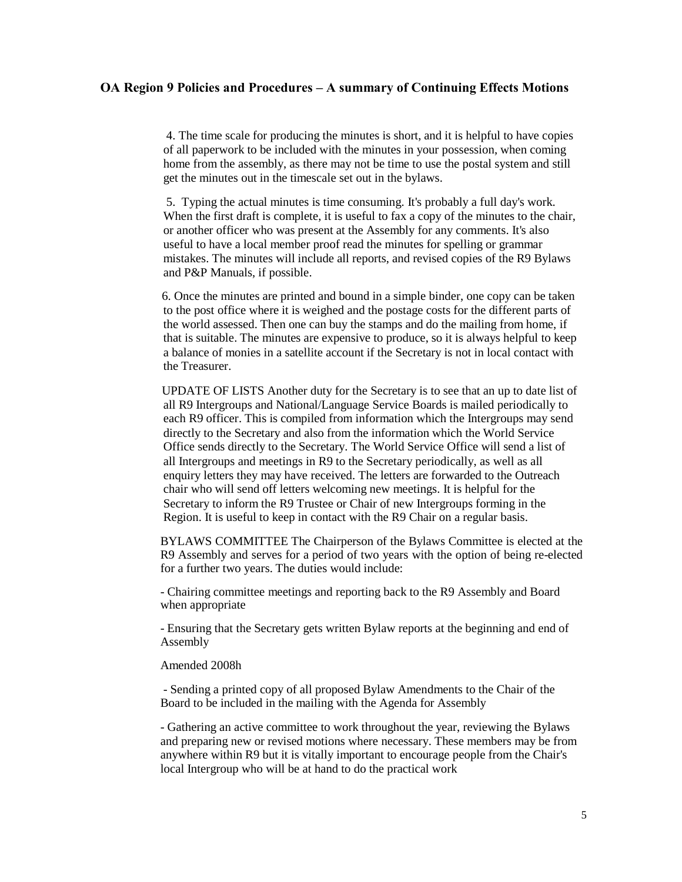4. The time scale for producing the minutes is short, and it is helpful to have copies of all paperwork to be included with the minutes in your possession, when coming home from the assembly, as there may not be time to use the postal system and still get the minutes out in the timescale set out in the bylaws.

5. Typing the actual minutes is time consuming. It's probably a full day's work. When the first draft is complete, it is useful to fax a copy of the minutes to the chair, or another officer who was present at the Assembly for any comments. It's also useful to have a local member proof read the minutes for spelling or grammar mistakes. The minutes will include all reports, and revised copies of the R9 Bylaws and P&P Manuals, if possible.

6. Once the minutes are printed and bound in a simple binder, one copy can be taken to the post office where it is weighed and the postage costs for the different parts of the world assessed. Then one can buy the stamps and do the mailing from home, if that is suitable. The minutes are expensive to produce, so it is always helpful to keep a balance of monies in a satellite account if the Secretary is not in local contact with the Treasurer.

UPDATE OF LISTS Another duty for the Secretary is to see that an up to date list of all R9 Intergroups and National/Language Service Boards is mailed periodically to each R9 officer. This is compiled from information which the Intergroups may send directly to the Secretary and also from the information which the World Service Office sends directly to the Secretary. The World Service Office will send a list of all Intergroups and meetings in R9 to the Secretary periodically, as well as all enquiry letters they may have received. The letters are forwarded to the Outreach chair who will send off letters welcoming new meetings. It is helpful for the Secretary to inform the R9 Trustee or Chair of new Intergroups forming in the Region. It is useful to keep in contact with the R9 Chair on a regular basis.

BYLAWS COMMITTEE The Chairperson of the Bylaws Committee is elected at the R9 Assembly and serves for a period of two years with the option of being re-elected for a further two years. The duties would include:

- Chairing committee meetings and reporting back to the R9 Assembly and Board when appropriate

- Ensuring that the Secretary gets written Bylaw reports at the beginning and end of Assembly

Amended 2008h

- Sending a printed copy of all proposed Bylaw Amendments to the Chair of the Board to be included in the mailing with the Agenda for Assembly

- Gathering an active committee to work throughout the year, reviewing the Bylaws and preparing new or revised motions where necessary. These members may be from anywhere within R9 but it is vitally important to encourage people from the Chair's local Intergroup who will be at hand to do the practical work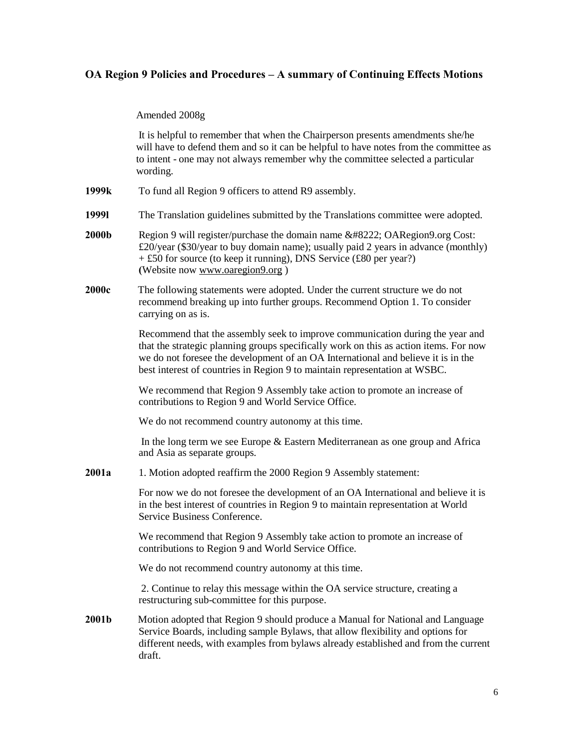## OA Region 9 Policies and Procedures – A summary of Continuing Effects Motions

Amended 2008g

It is helpful to remember that when the Chairperson presents amendments she/he will have to defend them and so it can be helpful to have notes from the committee as to intent - one may not always remember why the committee selected a particular wording.

**1999k** To fund all Region 9 officers to attend R9 assembly.

**1999l** The Translation guidelines submitted by the Translations committee were adopted.

**2000b** Region 9 will register/purchase the domain name &#8222; OARegion9.org Cost: £20/year ($30/year to buy domain name); usually paid 2 years in advance (monthly) + £50 for source (to keep it running), DNS Service (£80 per year?) **(**Website now www.oaregion9.org )

**2000c** The following statements were adopted. Under the current structure we do not recommend breaking up into further groups. Recommend Option 1. To consider carrying on as is.

Recommend that the assembly seek to improve communication during the year and that the strategic planning groups specifically work on this as action items. For now we do not foresee the development of an OA International and believe it is in the best interest of countries in Region 9 to maintain representation at WSBC.

We recommend that Region 9 Assembly take action to promote an increase of contributions to Region 9 and World Service Office.

We do not recommend country autonomy at this time.

In the long term we see Europe & Eastern Mediterranean as one group and Africa and Asia as separate groups.

**2001a** 1. Motion adopted reaffirm the 2000 Region 9 Assembly statement:

For now we do not foresee the development of an OA International and believe it is in the best interest of countries in Region 9 to maintain representation at World Service Business Conference.

We recommend that Region 9 Assembly take action to promote an increase of contributions to Region 9 and World Service Office.

We do not recommend country autonomy at this time.

2. Continue to relay this message within the OA service structure, creating a restructuring sub-committee for this purpose.

**2001b** Motion adopted that Region 9 should produce a Manual for National and Language Service Boards, including sample Bylaws, that allow flexibility and options for different needs, with examples from bylaws already established and from the current draft.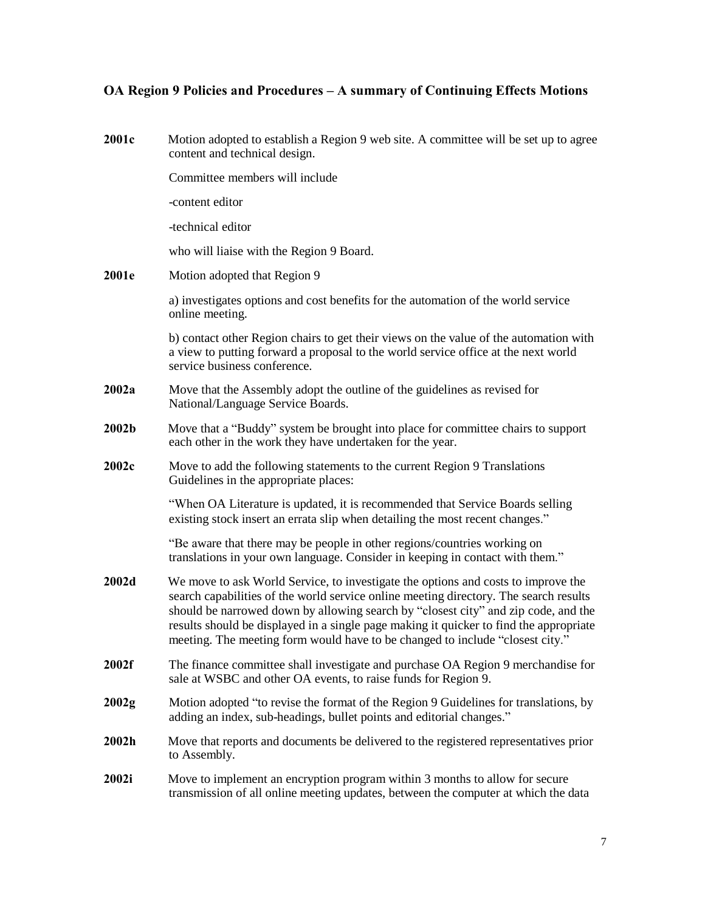## OA Region 9 Policies and Procedures – A summary of Continuing Effects Motions

**2001c** Motion adopted to establish a Region 9 web site. A committee will be set up to agree content and technical design.

Committee members will include

-content editor

-technical editor

who will liaise with the Region 9 Board.

**2001e** Motion adopted that Region 9

a) investigates options and cost benefits for the automation of the world service online meeting.

b) contact other Region chairs to get their views on the value of the automation with a view to putting forward a proposal to the world service office at the next world service business conference.

**2002a** Move that the Assembly adopt the outline of the guidelines as revised for National/Language Service Boards.

**2002b** Move that a "Buddy" system be brought into place for committee chairs to support each other in the work they have undertaken for the year.

**2002c** Move to add the following statements to the current Region 9 Translations Guidelines in the appropriate places:

"When OA Literature is updated, it is recommended that Service Boards selling existing stock insert an errata slip when detailing the most recent changes."

"Be aware that there may be people in other regions/countries working on translations in your own language. Consider in keeping in contact with them."

**2002d** We move to ask World Service, to investigate the options and costs to improve the search capabilities of the world service online meeting directory. The search results should be narrowed down by allowing search by "closest city" and zip code, and the results should be displayed in a single page making it quicker to find the appropriate meeting. The meeting form would have to be changed to include "closest city."

**2002f** The finance committee shall investigate and purchase OA Region 9 merchandise for sale at WSBC and other OA events, to raise funds for Region 9.

**2002g** Motion adopted "to revise the format of the Region 9 Guidelines for translations, by adding an index, sub-headings, bullet points and editorial changes."

**2002h** Move that reports and documents be delivered to the registered representatives prior to Assembly.

**2002i** Move to implement an encryption program within 3 months to allow for secure transmission of all online meeting updates, between the computer at which the data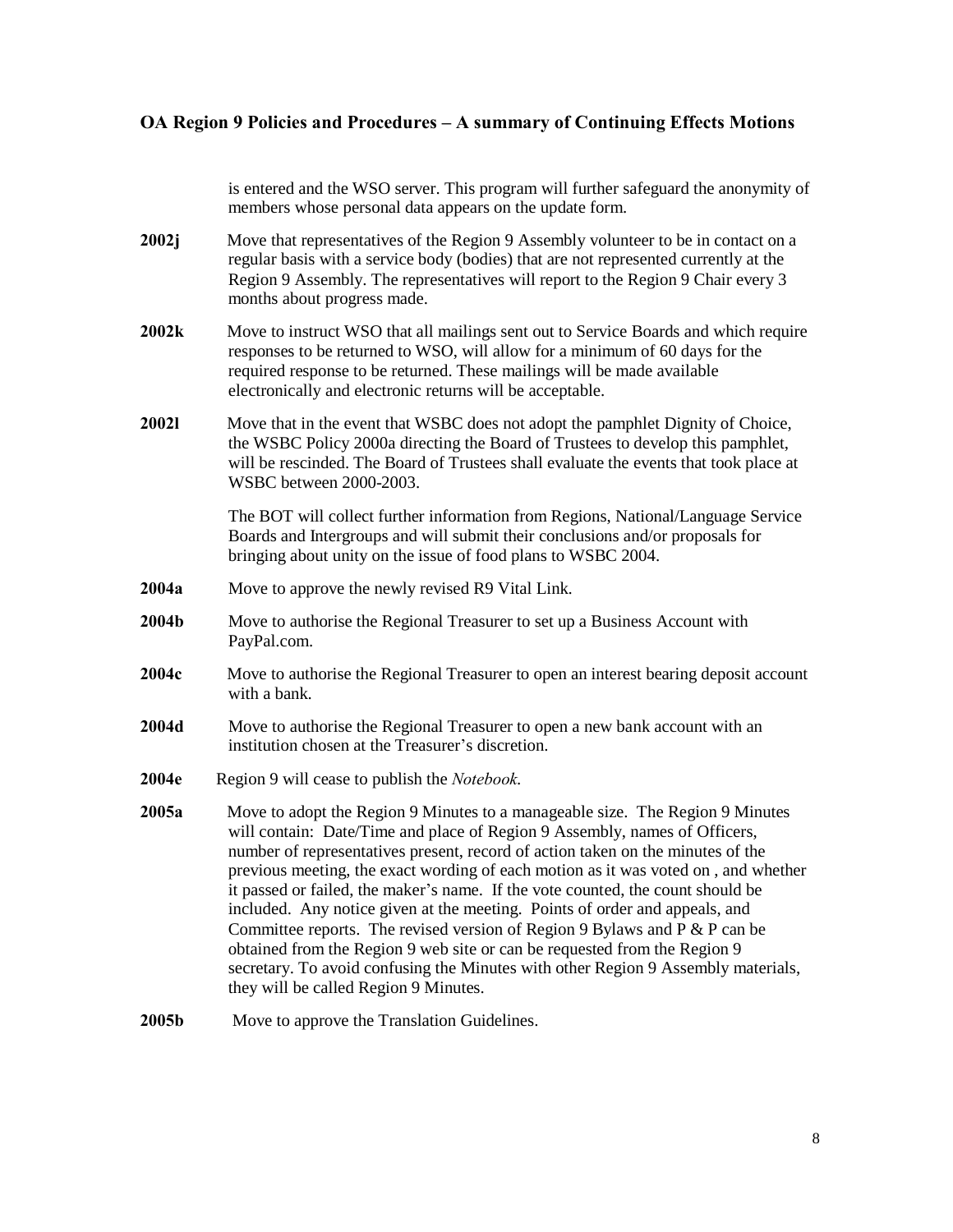is entered and the WSO server. This program will further safeguard the anonymity of members whose personal data appears on the update form.

**2002j** Move that representatives of the Region 9 Assembly volunteer to be in contact on a regular basis with a service body (bodies) that are not represented currently at the Region 9 Assembly. The representatives will report to the Region 9 Chair every 3 months about progress made.

**2002k** Move to instruct WSO that all mailings sent out to Service Boards and which require responses to be returned to WSO, will allow for a minimum of 60 days for the required response to be returned. These mailings will be made available electronically and electronic returns will be acceptable.

**2002l** Move that in the event that WSBC does not adopt the pamphlet Dignity of Choice, the WSBC Policy 2000a directing the Board of Trustees to develop this pamphlet, will be rescinded. The Board of Trustees shall evaluate the events that took place at WSBC between 2000-2003.

The BOT will collect further information from Regions, National/Language Service Boards and Intergroups and will submit their conclusions and/or proposals for bringing about unity on the issue of food plans to WSBC 2004.

**2004a** Move to approve the newly revised R9 Vital Link.

**2004b** Move to authorise the Regional Treasurer to set up a Business Account with PayPal.com.

**2004c** Move to authorise the Regional Treasurer to open an interest bearing deposit account with a bank.

**2004d** Move to authorise the Regional Treasurer to open a new bank account with an institution chosen at the Treasurer's discretion.

**2004e** Region 9 will cease to publish the *Notebook.*

**2005a** Move to adopt the Region 9 Minutes to a manageable size. The Region 9 Minutes will contain: Date/Time and place of Region 9 Assembly, names of Officers, number of representatives present, record of action taken on the minutes of the previous meeting, the exact wording of each motion as it was voted on , and whether it passed or failed, the maker's name. If the vote counted, the count should be included. Any notice given at the meeting. Points of order and appeals, and Committee reports. The revised version of Region 9 Bylaws and P & P can be obtained from the Region 9 web site or can be requested from the Region 9 secretary. To avoid confusing the Minutes with other Region 9 Assembly materials, they will be called Region 9 Minutes.

**2005b** Move to approve the Translation Guidelines.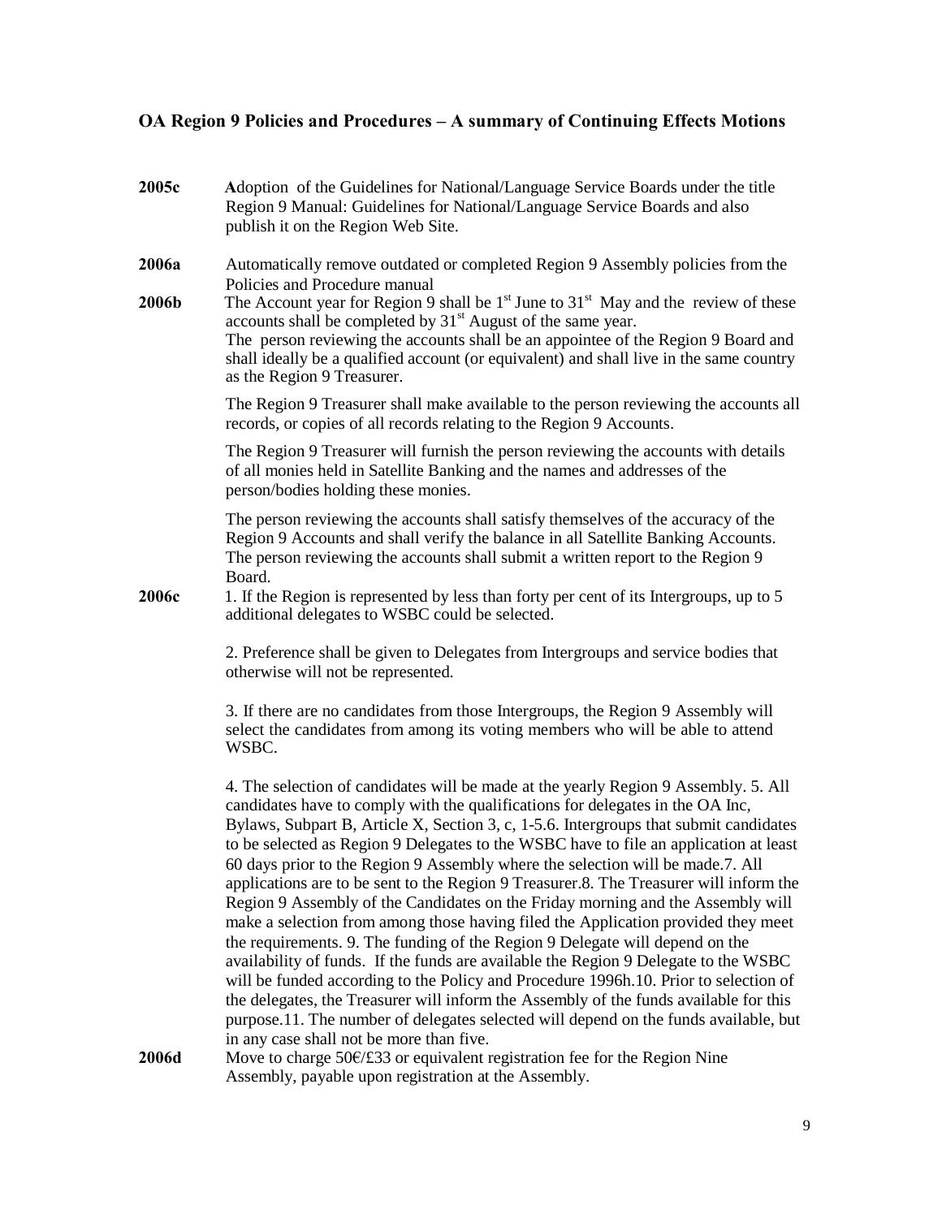## OA Region 9 Policies and Procedures – A summary of Continuing Effects Motions

**2005c** **A**doption of the Guidelines for National/Language Service Boards under the title Region 9 Manual: Guidelines for National/Language Service Boards and also publish it on the Region Web Site.

**2006a** Automatically remove outdated or completed Region 9 Assembly policies from the Policies and Procedure manual

**2006b** The Account year for Region 9 shall be 1st June to 31st May and the review of these accounts shall be completed by 31st August of the same year.
The person reviewing the accounts shall be an appointee of the Region 9 Board and shall ideally be a qualified account (or equivalent) and shall live in the same country as the Region 9 Treasurer.

The Region 9 Treasurer shall make available to the person reviewing the accounts all records, or copies of all records relating to the Region 9 Accounts.

The Region 9 Treasurer will furnish the person reviewing the accounts with details of all monies held in Satellite Banking and the names and addresses of the person/bodies holding these monies.

The person reviewing the accounts shall satisfy themselves of the accuracy of the Region 9 Accounts and shall verify the balance in all Satellite Banking Accounts. The person reviewing the accounts shall submit a written report to the Region 9 Board.

**2006c** 1. If the Region is represented by less than forty per cent of its Intergroups, up to 5 additional delegates to WSBC could be selected.

2. Preference shall be given to Delegates from Intergroups and service bodies that otherwise will not be represented.

3. If there are no candidates from those Intergroups, the Region 9 Assembly will select the candidates from among its voting members who will be able to attend WSBC.

4. The selection of candidates will be made at the yearly Region 9 Assembly. 5. All candidates have to comply with the qualifications for delegates in the OA Inc, Bylaws, Subpart B, Article X, Section 3, c, 1-5.6. Intergroups that submit candidates to be selected as Region 9 Delegates to the WSBC have to file an application at least 60 days prior to the Region 9 Assembly where the selection will be made.7. All applications are to be sent to the Region 9 Treasurer.8. The Treasurer will inform the Region 9 Assembly of the Candidates on the Friday morning and the Assembly will make a selection from among those having filed the Application provided they meet the requirements. 9. The funding of the Region 9 Delegate will depend on the availability of funds. If the funds are available the Region 9 Delegate to the WSBC will be funded according to the Policy and Procedure 1996h.10. Prior to selection of the delegates, the Treasurer will inform the Assembly of the funds available for this purpose.11. The number of delegates selected will depend on the funds available, but in any case shall not be more than five.

**2006d** Move to charge 50€/£33 or equivalent registration fee for the Region Nine Assembly, payable upon registration at the Assembly.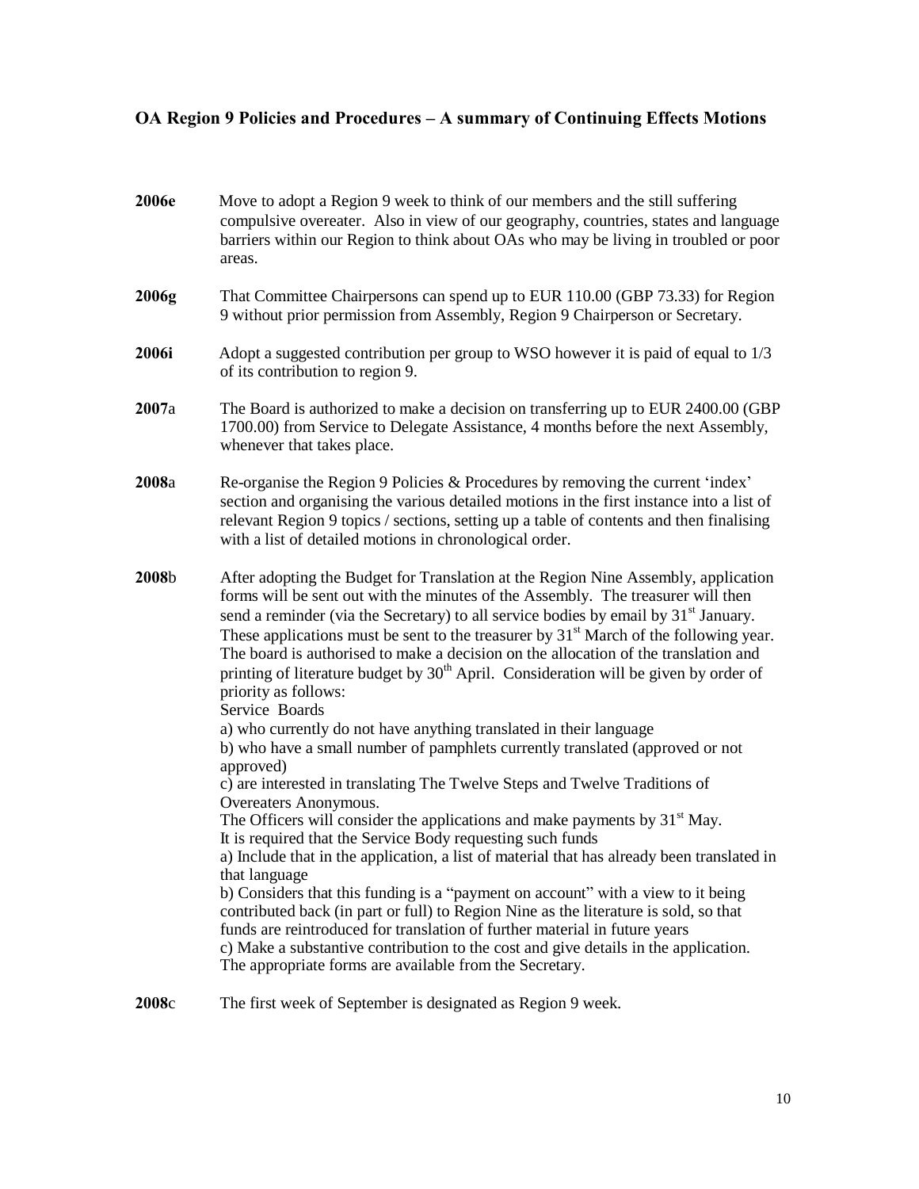## OA Region 9 Policies and Procedures – A summary of Continuing Effects Motions

**2006e** Move to adopt a Region 9 week to think of our members and the still suffering compulsive overeater. Also in view of our geography, countries, states and language barriers within our Region to think about OAs who may be living in troubled or poor areas.

**2006g** That Committee Chairpersons can spend up to EUR 110.00 (GBP 73.33) for Region 9 without prior permission from Assembly, Region 9 Chairperson or Secretary.

**2006i** Adopt a suggested contribution per group to WSO however it is paid of equal to 1/3 of its contribution to region 9.

**2007**a The Board is authorized to make a decision on transferring up to EUR 2400.00 (GBP 1700.00) from Service to Delegate Assistance, 4 months before the next Assembly, whenever that takes place.

**2008**a Re-organise the Region 9 Policies & Procedures by removing the current 'index' section and organising the various detailed motions in the first instance into a list of relevant Region 9 topics / sections, setting up a table of contents and then finalising with a list of detailed motions in chronological order.

**2008**b After adopting the Budget for Translation at the Region Nine Assembly, application forms will be sent out with the minutes of the Assembly. The treasurer will then send a reminder (via the Secretary) to all service bodies by email by 31st January. These applications must be sent to the treasurer by 31st March of the following year. The board is authorised to make a decision on the allocation of the translation and printing of literature budget by 30th April. Consideration will be given by order of priority as follows:
Service Boards
a) who currently do not have anything translated in their language
b) who have a small number of pamphlets currently translated (approved or not approved)
c) are interested in translating The Twelve Steps and Twelve Traditions of Overeaters Anonymous.
The Officers will consider the applications and make payments by 31st May.
It is required that the Service Body requesting such funds
a) Include that in the application, a list of material that has already been translated in that language
b) Considers that this funding is a "payment on account" with a view to it being contributed back (in part or full) to Region Nine as the literature is sold, so that funds are reintroduced for translation of further material in future years
c) Make a substantive contribution to the cost and give details in the application.
The appropriate forms are available from the Secretary.

**2008**c The first week of September is designated as Region 9 week.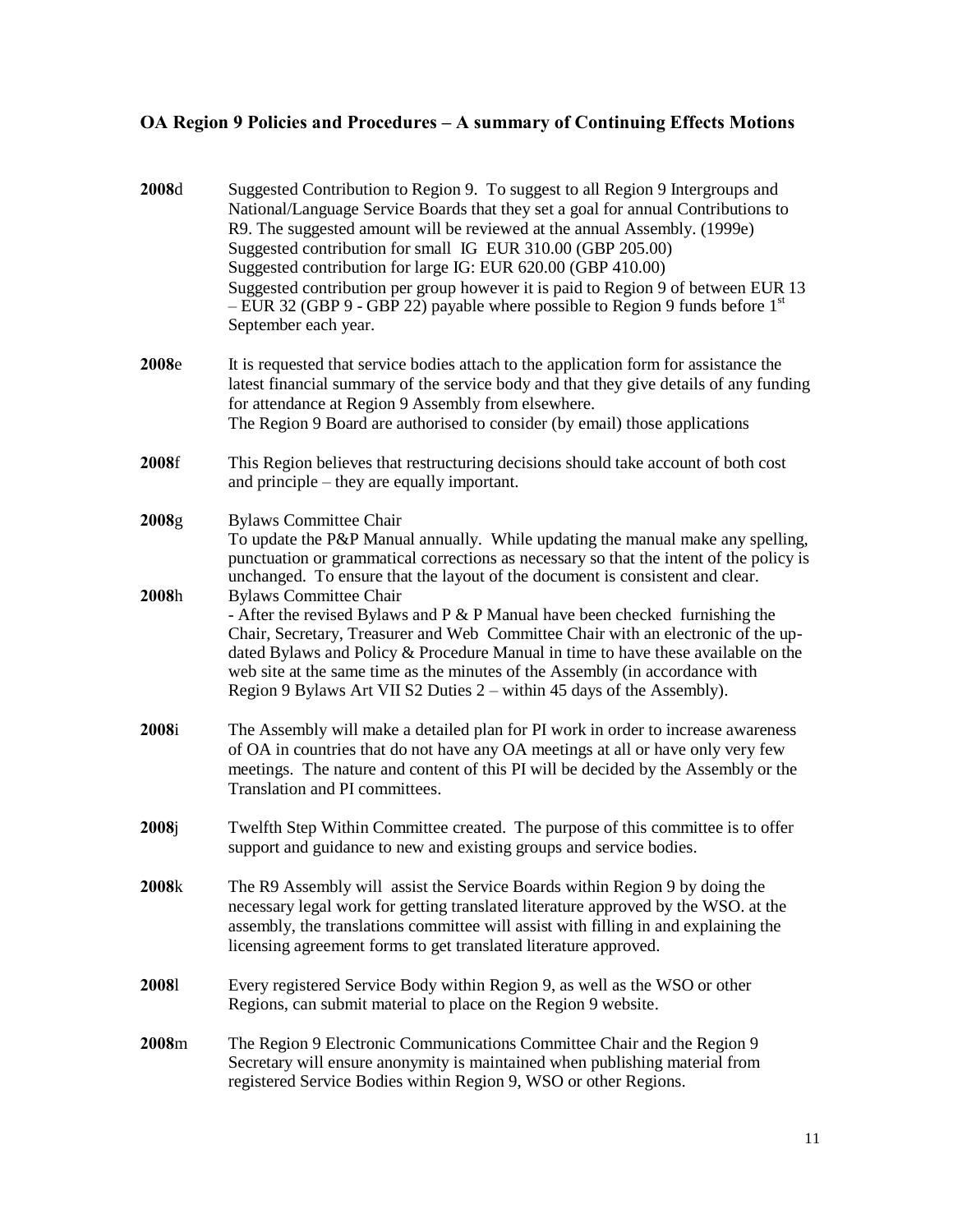## OA Region 9 Policies and Procedures – A summary of Continuing Effects Motions

**2008**d Suggested Contribution to Region 9. To suggest to all Region 9 Intergroups and National/Language Service Boards that they set a goal for annual Contributions to R9. The suggested amount will be reviewed at the annual Assembly. (1999e)
Suggested contribution for small IG EUR 310.00 (GBP 205.00)
Suggested contribution for large IG: EUR 620.00 (GBP 410.00)
Suggested contribution per group however it is paid to Region 9 of between EUR 13 – EUR 32 (GBP 9 - GBP 22) payable where possible to Region 9 funds before 1st September each year.

**2008**e It is requested that service bodies attach to the application form for assistance the latest financial summary of the service body and that they give details of any funding for attendance at Region 9 Assembly from elsewhere.
The Region 9 Board are authorised to consider (by email) those applications

**2008**f This Region believes that restructuring decisions should take account of both cost and principle – they are equally important.

**2008**g Bylaws Committee Chair
To update the P&P Manual annually. While updating the manual make any spelling, punctuation or grammatical corrections as necessary so that the intent of the policy is unchanged. To ensure that the layout of the document is consistent and clear.

**2008**h Bylaws Committee Chair
- After the revised Bylaws and P & P Manual have been checked furnishing the Chair, Secretary, Treasurer and Web Committee Chair with an electronic of the up-dated Bylaws and Policy & Procedure Manual in time to have these available on the web site at the same time as the minutes of the Assembly (in accordance with Region 9 Bylaws Art VII S2 Duties 2 – within 45 days of the Assembly).

**2008**i The Assembly will make a detailed plan for PI work in order to increase awareness of OA in countries that do not have any OA meetings at all or have only very few meetings. The nature and content of this PI will be decided by the Assembly or the Translation and PI committees.

**2008**j Twelfth Step Within Committee created. The purpose of this committee is to offer support and guidance to new and existing groups and service bodies.

**2008**k The R9 Assembly will assist the Service Boards within Region 9 by doing the necessary legal work for getting translated literature approved by the WSO. at the assembly, the translations committee will assist with filling in and explaining the licensing agreement forms to get translated literature approved.

**2008**l Every registered Service Body within Region 9, as well as the WSO or other Regions, can submit material to place on the Region 9 website.

**2008**m The Region 9 Electronic Communications Committee Chair and the Region 9 Secretary will ensure anonymity is maintained when publishing material from registered Service Bodies within Region 9, WSO or other Regions.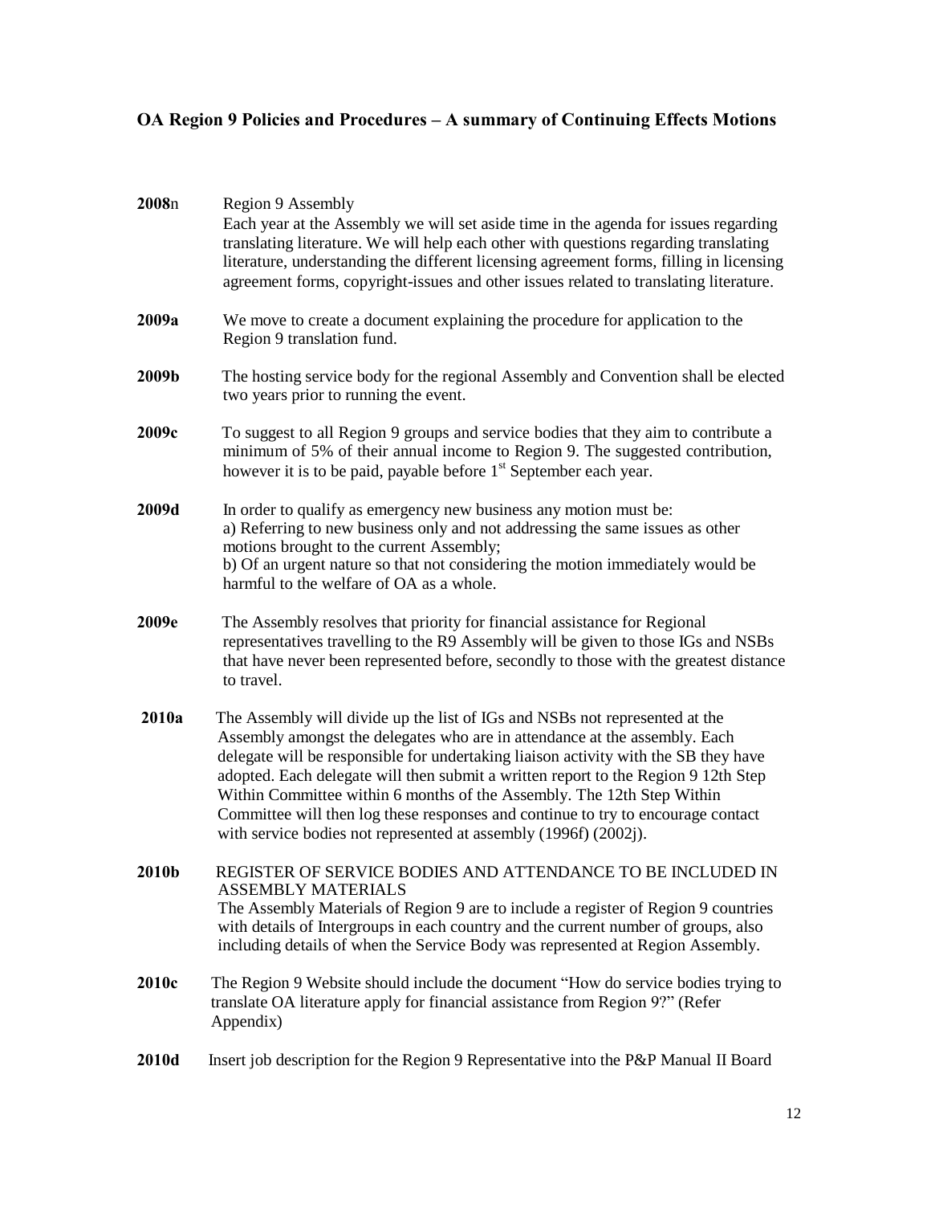## OA Region 9 Policies and Procedures – A summary of Continuing Effects Motions

**2008n** Region 9 Assembly
Each year at the Assembly we will set aside time in the agenda for issues regarding translating literature. We will help each other with questions regarding translating literature, understanding the different licensing agreement forms, filling in licensing agreement forms, copyright-issues and other issues related to translating literature.

**2009a** We move to create a document explaining the procedure for application to the Region 9 translation fund.

**2009b** The hosting service body for the regional Assembly and Convention shall be elected two years prior to running the event.

**2009c** To suggest to all Region 9 groups and service bodies that they aim to contribute a minimum of 5% of their annual income to Region 9. The suggested contribution, however it is to be paid, payable before 1st September each year.

**2009d** In order to qualify as emergency new business any motion must be:
a) Referring to new business only and not addressing the same issues as other motions brought to the current Assembly;
b) Of an urgent nature so that not considering the motion immediately would be harmful to the welfare of OA as a whole.

**2009e** The Assembly resolves that priority for financial assistance for Regional representatives travelling to the R9 Assembly will be given to those IGs and NSBs that have never been represented before, secondly to those with the greatest distance to travel.

**2010a** The Assembly will divide up the list of IGs and NSBs not represented at the Assembly amongst the delegates who are in attendance at the assembly. Each delegate will be responsible for undertaking liaison activity with the SB they have adopted. Each delegate will then submit a written report to the Region 9 12th Step Within Committee within 6 months of the Assembly. The 12th Step Within Committee will then log these responses and continue to try to encourage contact with service bodies not represented at assembly (1996f) (2002j).

**2010b** REGISTER OF SERVICE BODIES AND ATTENDANCE TO BE INCLUDED IN ASSEMBLY MATERIALS
The Assembly Materials of Region 9 are to include a register of Region 9 countries with details of Intergroups in each country and the current number of groups, also including details of when the Service Body was represented at Region Assembly.

**2010c** The Region 9 Website should include the document "How do service bodies trying to translate OA literature apply for financial assistance from Region 9?" (Refer Appendix)

**2010d** Insert job description for the Region 9 Representative into the P&P Manual II Board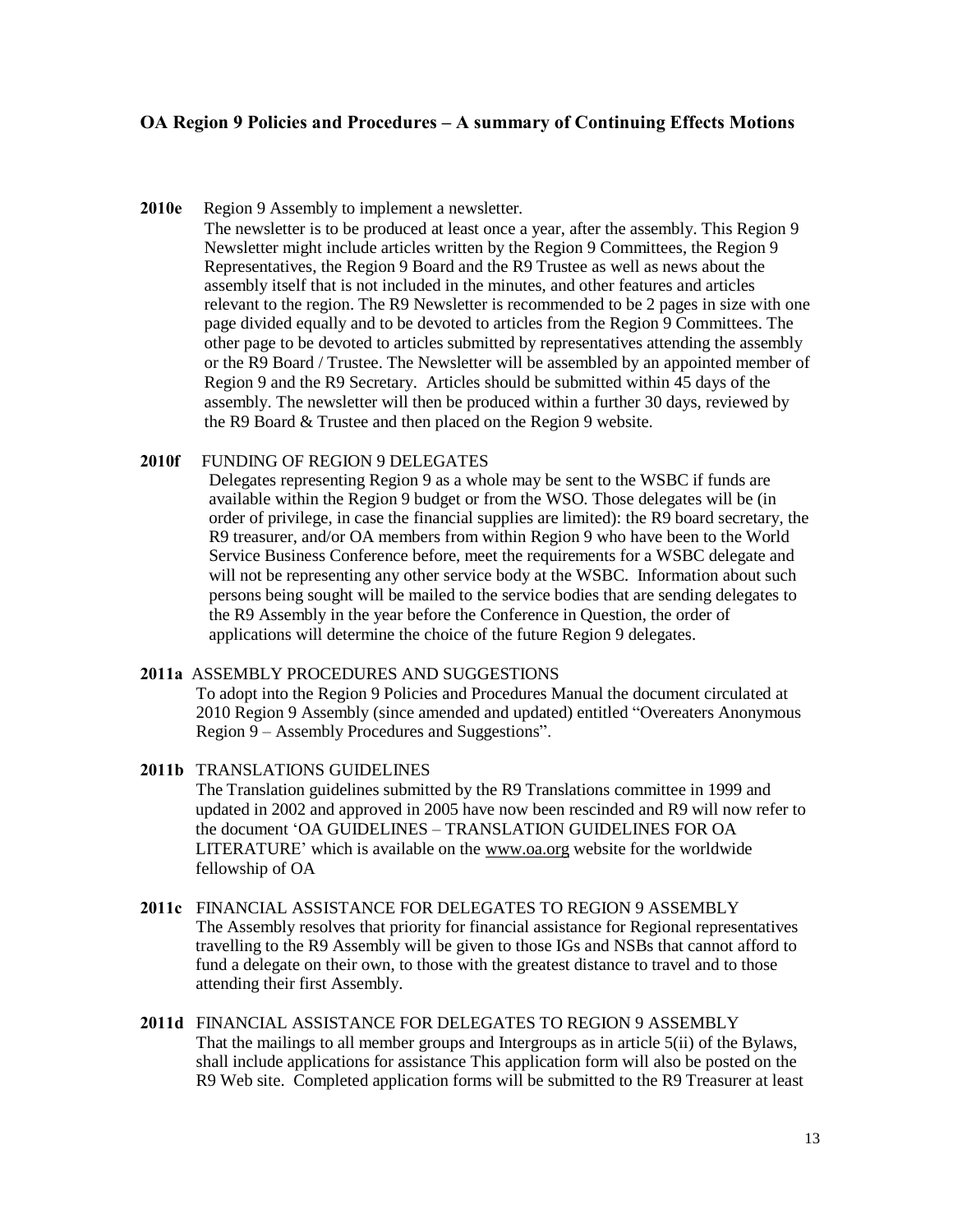## OA Region 9 Policies and Procedures – A summary of Continuing Effects Motions

**2010e** Region 9 Assembly to implement a newsletter.

The newsletter is to be produced at least once a year, after the assembly. This Region 9 Newsletter might include articles written by the Region 9 Committees, the Region 9 Representatives, the Region 9 Board and the R9 Trustee as well as news about the assembly itself that is not included in the minutes, and other features and articles relevant to the region. The R9 Newsletter is recommended to be 2 pages in size with one page divided equally and to be devoted to articles from the Region 9 Committees. The other page to be devoted to articles submitted by representatives attending the assembly or the R9 Board / Trustee. The Newsletter will be assembled by an appointed member of Region 9 and the R9 Secretary. Articles should be submitted within 45 days of the assembly. The newsletter will then be produced within a further 30 days, reviewed by the R9 Board & Trustee and then placed on the Region 9 website.

**2010f** FUNDING OF REGION 9 DELEGATES

Delegates representing Region 9 as a whole may be sent to the WSBC if funds are available within the Region 9 budget or from the WSO. Those delegates will be (in order of privilege, in case the financial supplies are limited): the R9 board secretary, the R9 treasurer, and/or OA members from within Region 9 who have been to the World Service Business Conference before, meet the requirements for a WSBC delegate and will not be representing any other service body at the WSBC. Information about such persons being sought will be mailed to the service bodies that are sending delegates to the R9 Assembly in the year before the Conference in Question, the order of applications will determine the choice of the future Region 9 delegates.

**2011a** ASSEMBLY PROCEDURES AND SUGGESTIONS

To adopt into the Region 9 Policies and Procedures Manual the document circulated at 2010 Region 9 Assembly (since amended and updated) entitled "Overeaters Anonymous Region 9 – Assembly Procedures and Suggestions".

**2011b** TRANSLATIONS GUIDELINES

The Translation guidelines submitted by the R9 Translations committee in 1999 and updated in 2002 and approved in 2005 have now been rescinded and R9 will now refer to the document 'OA GUIDELINES – TRANSLATION GUIDELINES FOR OA LITERATURE' which is available on the www.oa.org website for the worldwide fellowship of OA

**2011c** FINANCIAL ASSISTANCE FOR DELEGATES TO REGION 9 ASSEMBLY

The Assembly resolves that priority for financial assistance for Regional representatives travelling to the R9 Assembly will be given to those IGs and NSBs that cannot afford to fund a delegate on their own, to those with the greatest distance to travel and to those attending their first Assembly.

**2011d** FINANCIAL ASSISTANCE FOR DELEGATES TO REGION 9 ASSEMBLY

That the mailings to all member groups and Intergroups as in article 5(ii) of the Bylaws, shall include applications for assistance This application form will also be posted on the R9 Web site. Completed application forms will be submitted to the R9 Treasurer at least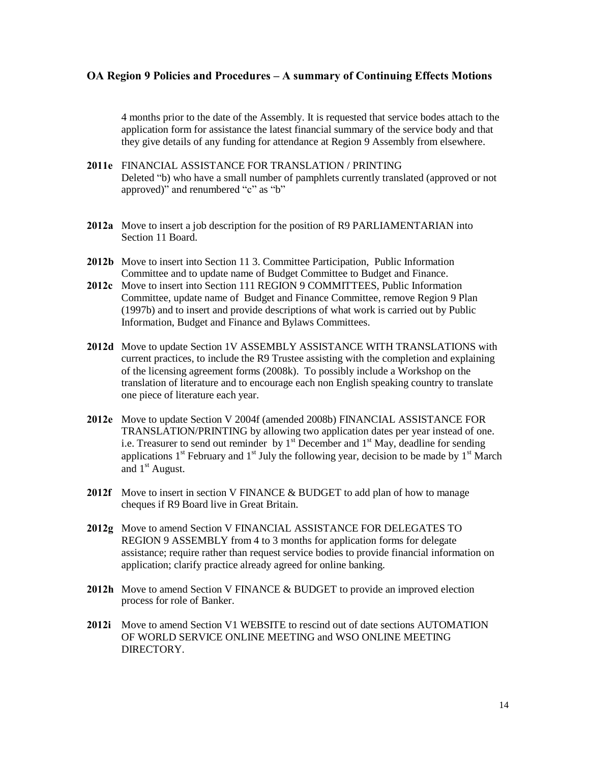4 months prior to the date of the Assembly. It is requested that service bodes attach to the application form for assistance the latest financial summary of the service body and that they give details of any funding for attendance at Region 9 Assembly from elsewhere.

**2011e** FINANCIAL ASSISTANCE FOR TRANSLATION / PRINTING
Deleted "b) who have a small number of pamphlets currently translated (approved or not approved)" and renumbered "c" as "b"

**2012a** Move to insert a job description for the position of R9 PARLIAMENTARIAN into Section 11 Board.

**2012b** Move to insert into Section 11 3. Committee Participation, Public Information Committee and to update name of Budget Committee to Budget and Finance.

**2012c** Move to insert into Section 111 REGION 9 COMMITTEES, Public Information Committee, update name of Budget and Finance Committee, remove Region 9 Plan (1997b) and to insert and provide descriptions of what work is carried out by Public Information, Budget and Finance and Bylaws Committees.

**2012d** Move to update Section 1V ASSEMBLY ASSISTANCE WITH TRANSLATIONS with current practices, to include the R9 Trustee assisting with the completion and explaining of the licensing agreement forms (2008k). To possibly include a Workshop on the translation of literature and to encourage each non English speaking country to translate one piece of literature each year.

**2012e** Move to update Section V 2004f (amended 2008b) FINANCIAL ASSISTANCE FOR TRANSLATION/PRINTING by allowing two application dates per year instead of one. i.e. Treasurer to send out reminder by 1st December and 1st May, deadline for sending applications 1st February and 1st July the following year, decision to be made by 1st March and 1st August.

**2012f** Move to insert in section V FINANCE & BUDGET to add plan of how to manage cheques if R9 Board live in Great Britain.

**2012g** Move to amend Section V FINANCIAL ASSISTANCE FOR DELEGATES TO REGION 9 ASSEMBLY from 4 to 3 months for application forms for delegate assistance; require rather than request service bodies to provide financial information on application; clarify practice already agreed for online banking.

**2012h** Move to amend Section V FINANCE & BUDGET to provide an improved election process for role of Banker.

**2012i** Move to amend Section V1 WEBSITE to rescind out of date sections AUTOMATION OF WORLD SERVICE ONLINE MEETING and WSO ONLINE MEETING DIRECTORY.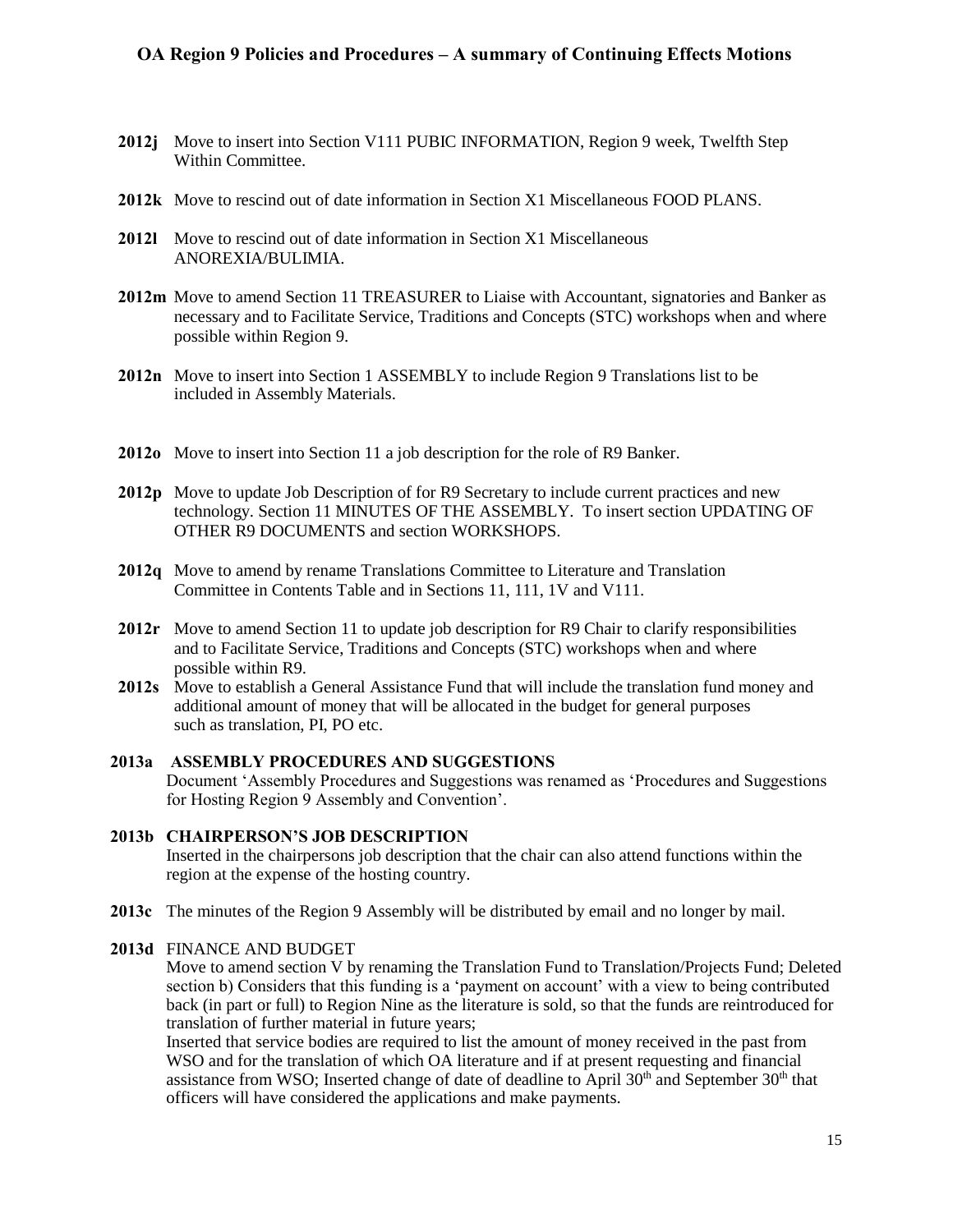**2012j** Move to insert into Section V111 PUBIC INFORMATION, Region 9 week, Twelfth Step Within Committee.

**2012k** Move to rescind out of date information in Section X1 Miscellaneous FOOD PLANS.

**2012l** Move to rescind out of date information in Section X1 Miscellaneous ANOREXIA/BULIMIA.

**2012m** Move to amend Section 11 TREASURER to Liaise with Accountant, signatories and Banker as necessary and to Facilitate Service, Traditions and Concepts (STC) workshops when and where possible within Region 9.

**2012n** Move to insert into Section 1 ASSEMBLY to include Region 9 Translations list to be included in Assembly Materials.

**2012o** Move to insert into Section 11 a job description for the role of R9 Banker.

**2012p** Move to update Job Description of for R9 Secretary to include current practices and new technology. Section 11 MINUTES OF THE ASSEMBLY. To insert section UPDATING OF OTHER R9 DOCUMENTS and section WORKSHOPS.

**2012q** Move to amend by rename Translations Committee to Literature and Translation Committee in Contents Table and in Sections 11, 111, 1V and V111.

**2012r** Move to amend Section 11 to update job description for R9 Chair to clarify responsibilities and to Facilitate Service, Traditions and Concepts (STC) workshops when and where possible within R9.

**2012s** Move to establish a General Assistance Fund that will include the translation fund money and additional amount of money that will be allocated in the budget for general purposes such as translation, PI, PO etc.

**2013a ASSEMBLY PROCEDURES AND SUGGESTIONS**

Document 'Assembly Procedures and Suggestions was renamed as 'Procedures and Suggestions for Hosting Region 9 Assembly and Convention'.

**2013b CHAIRPERSON'S JOB DESCRIPTION**

Inserted in the chairpersons job description that the chair can also attend functions within the region at the expense of the hosting country.

**2013c** The minutes of the Region 9 Assembly will be distributed by email and no longer by mail.

**2013d** FINANCE AND BUDGET

Move to amend section V by renaming the Translation Fund to Translation/Projects Fund; Deleted section b) Considers that this funding is a 'payment on account' with a view to being contributed back (in part or full) to Region Nine as the literature is sold, so that the funds are reintroduced for translation of further material in future years;

Inserted that service bodies are required to list the amount of money received in the past from WSO and for the translation of which OA literature and if at present requesting and financial assistance from WSO; Inserted change of date of deadline to April 30th and September 30th that officers will have considered the applications and make payments.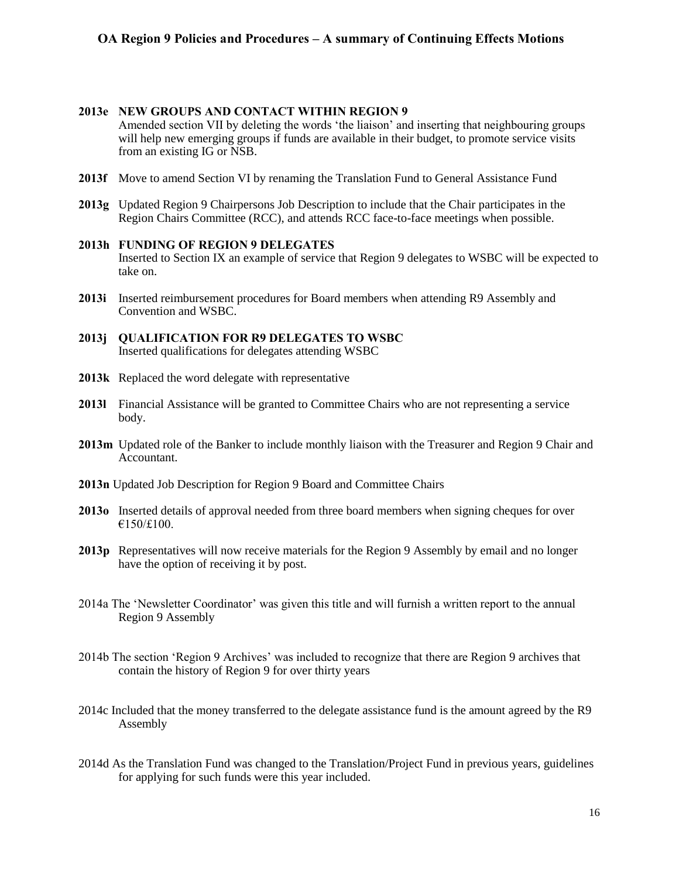**2013e NEW GROUPS AND CONTACT WITHIN REGION 9**
Amended section VII by deleting the words 'the liaison' and inserting that neighbouring groups will help new emerging groups if funds are available in their budget, to promote service visits from an existing IG or NSB.

**2013f** Move to amend Section VI by renaming the Translation Fund to General Assistance Fund

**2013g** Updated Region 9 Chairpersons Job Description to include that the Chair participates in the Region Chairs Committee (RCC), and attends RCC face-to-face meetings when possible.

**2013h FUNDING OF REGION 9 DELEGATES**
Inserted to Section IX an example of service that Region 9 delegates to WSBC will be expected to take on.

**2013i** Inserted reimbursement procedures for Board members when attending R9 Assembly and Convention and WSBC.

**2013j QUALIFICATION FOR R9 DELEGATES TO WSBC**
Inserted qualifications for delegates attending WSBC

**2013k** Replaced the word delegate with representative

**2013l** Financial Assistance will be granted to Committee Chairs who are not representing a service body.

**2013m** Updated role of the Banker to include monthly liaison with the Treasurer and Region 9 Chair and Accountant.

**2013n** Updated Job Description for Region 9 Board and Committee Chairs

**2013o** Inserted details of approval needed from three board members when signing cheques for over €150/£100.

**2013p** Representatives will now receive materials for the Region 9 Assembly by email and no longer have the option of receiving it by post.

2014a The 'Newsletter Coordinator' was given this title and will furnish a written report to the annual Region 9 Assembly

2014b The section 'Region 9 Archives' was included to recognize that there are Region 9 archives that contain the history of Region 9 for over thirty years

2014c Included that the money transferred to the delegate assistance fund is the amount agreed by the R9 Assembly

2014d As the Translation Fund was changed to the Translation/Project Fund in previous years, guidelines for applying for such funds were this year included.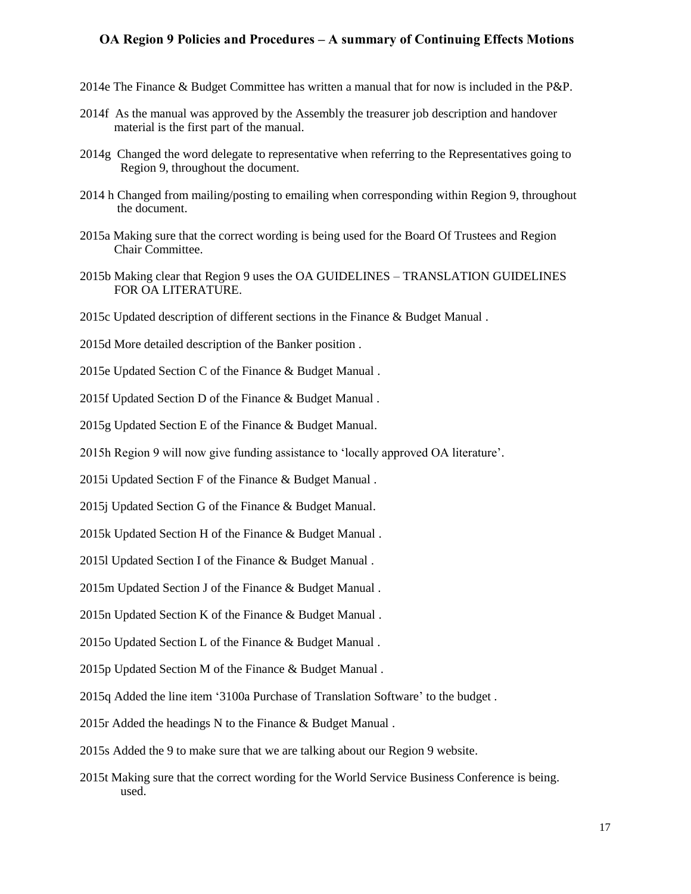2014e The Finance & Budget Committee has written a manual that for now is included in the P&P.

2014f As the manual was approved by the Assembly the treasurer job description and handover material is the first part of the manual.

2014g Changed the word delegate to representative when referring to the Representatives going to Region 9, throughout the document.

2014 h Changed from mailing/posting to emailing when corresponding within Region 9, throughout the document.

2015a Making sure that the correct wording is being used for the Board Of Trustees and Region Chair Committee.

2015b Making clear that Region 9 uses the OA GUIDELINES – TRANSLATION GUIDELINES FOR OA LITERATURE.

2015c Updated description of different sections in the Finance & Budget Manual .

2015d More detailed description of the Banker position .

2015e Updated Section C of the Finance & Budget Manual .

2015f Updated Section D of the Finance & Budget Manual .

2015g Updated Section E of the Finance & Budget Manual.

2015h Region 9 will now give funding assistance to 'locally approved OA literature'.

2015i Updated Section F of the Finance & Budget Manual .

2015j Updated Section G of the Finance & Budget Manual.

2015k Updated Section H of the Finance & Budget Manual .

2015l Updated Section I of the Finance & Budget Manual .

2015m Updated Section J of the Finance & Budget Manual .

2015n Updated Section K of the Finance & Budget Manual .

2015o Updated Section L of the Finance & Budget Manual .

2015p Updated Section M of the Finance & Budget Manual .

2015q Added the line item '3100a Purchase of Translation Software' to the budget .

2015r Added the headings N to the Finance & Budget Manual .

2015s Added the 9 to make sure that we are talking about our Region 9 website.

2015t Making sure that the correct wording for the World Service Business Conference is being. used.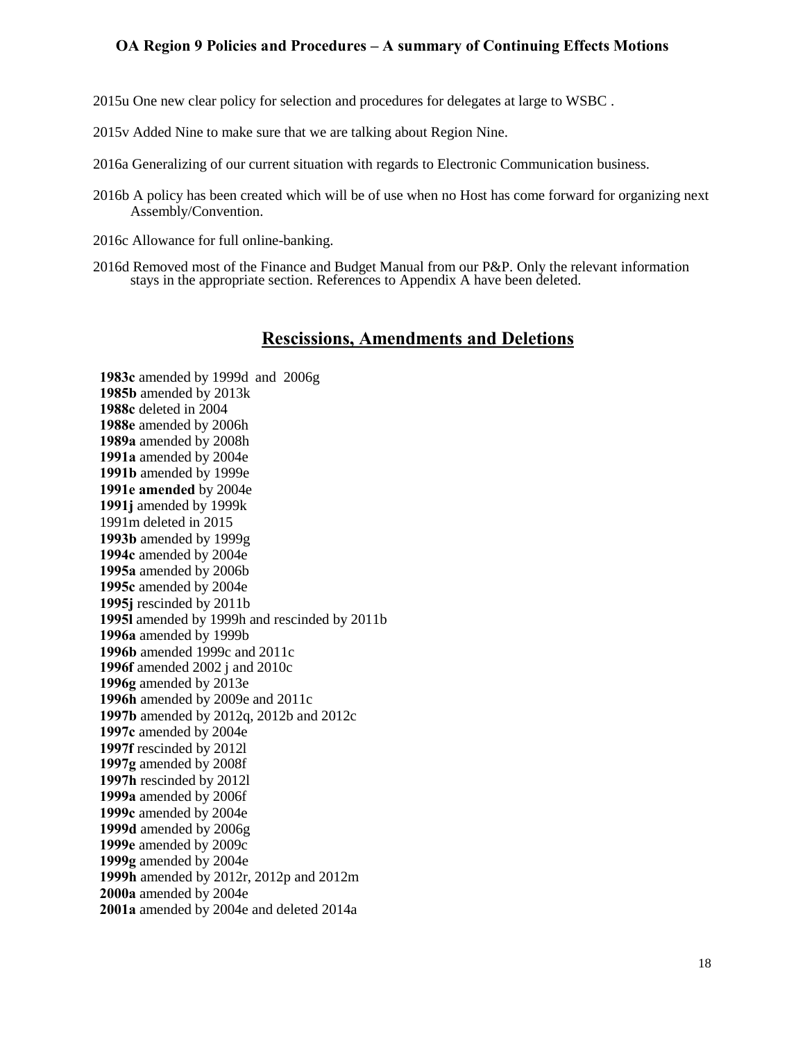2015u One new clear policy for selection and procedures for delegates at large to WSBC .

2015v Added Nine to make sure that we are talking about Region Nine.

2016a Generalizing of our current situation with regards to Electronic Communication business.

2016b A policy has been created which will be of use when no Host has come forward for organizing next Assembly/Convention.

2016c Allowance for full online-banking.

2016d Removed most of the Finance and Budget Manual from our P&P. Only the relevant information stays in the appropriate section. References to Appendix A have been deleted.

## Rescissions, Amendments and Deletions

**1983c** amended by 1999d and 2006g
**1985b** amended by 2013k
**1988c** deleted in 2004
**1988e** amended by 2006h
**1989a** amended by 2008h
**1991a** amended by 2004e
**1991b** amended by 1999e
**1991e amended** by 2004e
**1991j** amended by 1999k
1991m deleted in 2015
**1993b** amended by 1999g
**1994c** amended by 2004e
**1995a** amended by 2006b
**1995c** amended by 2004e
**1995j** rescinded by 2011b
**1995l** amended by 1999h and rescinded by 2011b
**1996a** amended by 1999b
**1996b** amended 1999c and 2011c
**1996f** amended 2002 j and 2010c
**1996g** amended by 2013e
**1996h** amended by 2009e and 2011c
**1997b** amended by 2012q, 2012b and 2012c
**1997c** amended by 2004e
**1997f** rescinded by 2012l
**1997g** amended by 2008f
**1997h** rescinded by 2012l
**1999a** amended by 2006f
**1999c** amended by 2004e
**1999d** amended by 2006g
**1999e** amended by 2009c
**1999g** amended by 2004e
**1999h** amended by 2012r, 2012p and 2012m
**2000a** amended by 2004e
**2001a** amended by 2004e and deleted 2014a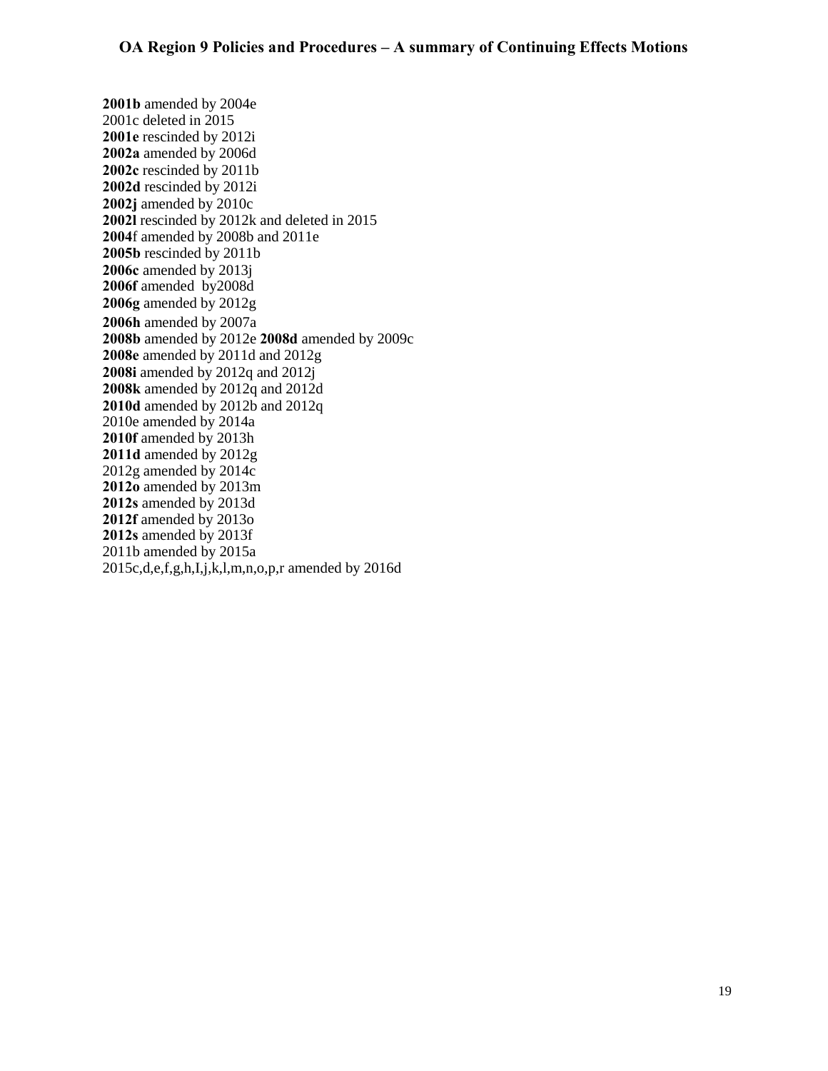**OA Region 9 Policies and Procedures – A summary of Continuing Effects Motions**

**2001b** amended by 2004e
2001c deleted in 2015
**2001e** rescinded by 2012i
**2002a** amended by 2006d
**2002c** rescinded by 2011b
**2002d** rescinded by 2012i
**2002j** amended by 2010c
**2002l** rescinded by 2012k and deleted in 2015
**2004**f amended by 2008b and 2011e
**2005b** rescinded by 2011b
**2006c** amended by 2013j
**2006f** amended by2008d
**2006g** amended by 2012g
**2006h** amended by 2007a
**2008b** amended by 2012e **2008d** amended by 2009c
**2008e** amended by 2011d and 2012g
**2008i** amended by 2012q and 2012j
**2008k** amended by 2012q and 2012d
**2010d** amended by 2012b and 2012q
2010e amended by 2014a
**2010f** amended by 2013h
**2011d** amended by 2012g
2012g amended by 2014c
**2012o** amended by 2013m
**2012s** amended by 2013d
**2012f** amended by 2013o
**2012s** amended by 2013f
2011b amended by 2015a
2015c,d,e,f,g,h,I,j,k,l,m,n,o,p,r amended by 2016d